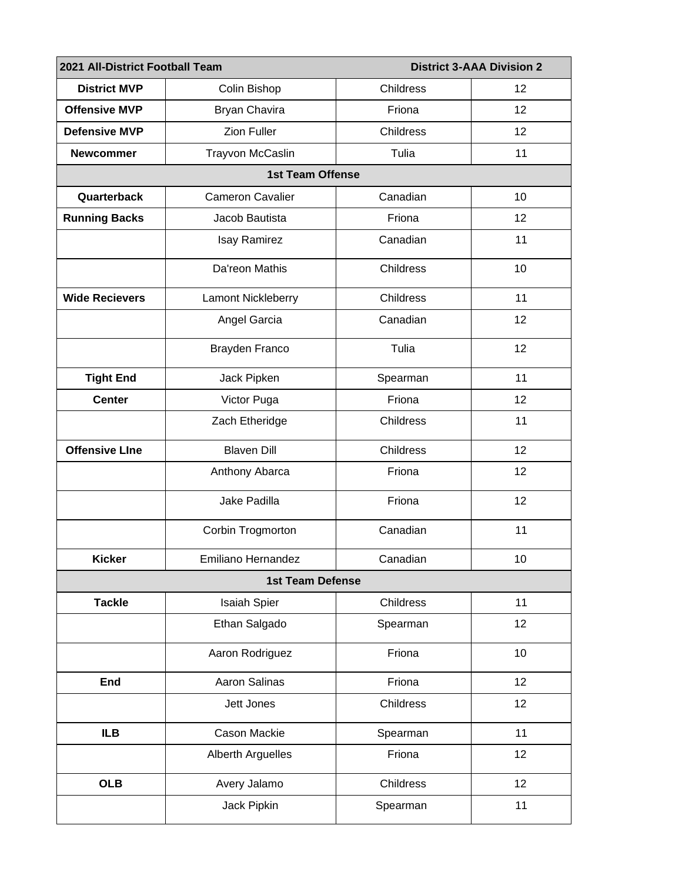| 2021 All-District Football Team | | District 3-AAA Division 2 | |
|---|---|---|---|
| **District MVP** | Colin Bishop | Childress | 12 |
| **Offensive MVP** | Bryan Chavira | Friona | 12 |
| **Defensive MVP** | Zion Fuller | Childress | 12 |
| **Newcommer** | Trayvon McCaslin | Tulia | 11 |
| **1st Team Offense** | | | |
| **Quarterback** | Cameron Cavalier | Canadian | 10 |
| **Running Backs** | Jacob Bautista | Friona | 12 |
| | Isay Ramirez | Canadian | 11 |
| | Da'reon Mathis | Childress | 10 |
| **Wide Recievers** | Lamont Nickleberry | Childress | 11 |
| | Angel Garcia | Canadian | 12 |
| | Brayden Franco | Tulia | 12 |
| **Tight End** | Jack Pipken | Spearman | 11 |
| **Center** | Victor Puga | Friona | 12 |
| | Zach Etheridge | Childress | 11 |
| **Offensive LIne** | Blaven Dill | Childress | 12 |
| | Anthony Abarca | Friona | 12 |
| | Jake Padilla | Friona | 12 |
| | Corbin Trogmorton | Canadian | 11 |
| **Kicker** | Emiliano Hernandez | Canadian | 10 |
| **1st Team Defense** | | | |
| **Tackle** | Isaiah Spier | Childress | 11 |
| | Ethan Salgado | Spearman | 12 |
| | Aaron Rodriguez | Friona | 10 |
| **End** | Aaron Salinas | Friona | 12 |
| | Jett Jones | Childress | 12 |
| **ILB** | Cason Mackie | Spearman | 11 |
| | Alberth Arguelles | Friona | 12 |
| **OLB** | Avery Jalamo | Childress | 12 |
| | Jack Pipkin | Spearman | 11 |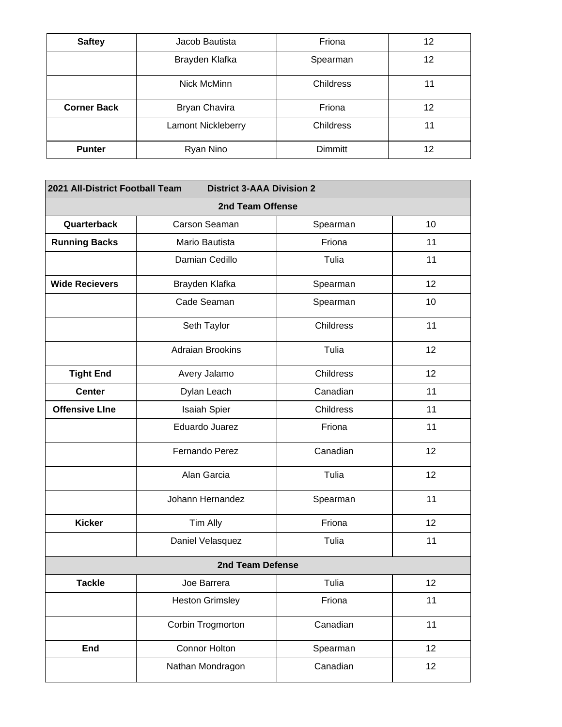| Saftey | Jacob Bautista | Friona | 12 |
| --- | --- | --- | --- |
| | Brayden Klafka | Spearman | 12 |
| | Nick McMinn | Childress | 11 |
| **Corner Back** | Bryan Chavira | Friona | 12 |
| | Lamont Nickleberry | Childress | 11 |
| **Punter** | Ryan Nino | Dimmitt | 12 |

| **2021 All-District Football Team** | **District 3-AAA Division 2** | | |
| --- | --- | --- | --- |
| | **2nd Team Offense** | | |
| **Quarterback** | Carson Seaman | Spearman | 10 |
| **Running Backs** | Mario Bautista | Friona | 11 |
| | Damian Cedillo | Tulia | 11 |
| **Wide Recievers** | Brayden Klafka | Spearman | 12 |
| | Cade Seaman | Spearman | 10 |
| | Seth Taylor | Childress | 11 |
| | Adraian Brookins | Tulia | 12 |
| **Tight End** | Avery Jalamo | Childress | 12 |
| **Center** | Dylan Leach | Canadian | 11 |
| **Offensive LIne** | Isaiah Spier | Childress | 11 |
| | Eduardo Juarez | Friona | 11 |
| | Fernando Perez | Canadian | 12 |
| | Alan Garcia | Tulia | 12 |
| | Johann Hernandez | Spearman | 11 |
| **Kicker** | Tim Ally | Friona | 12 |
| | Daniel Velasquez | Tulia | 11 |
| | **2nd Team Defense** | | |
| **Tackle** | Joe Barrera | Tulia | 12 |
| | Heston Grimsley | Friona | 11 |
| | Corbin Trogmorton | Canadian | 11 |
| **End** | Connor Holton | Spearman | 12 |
| | Nathan Mondragon | Canadian | 12 |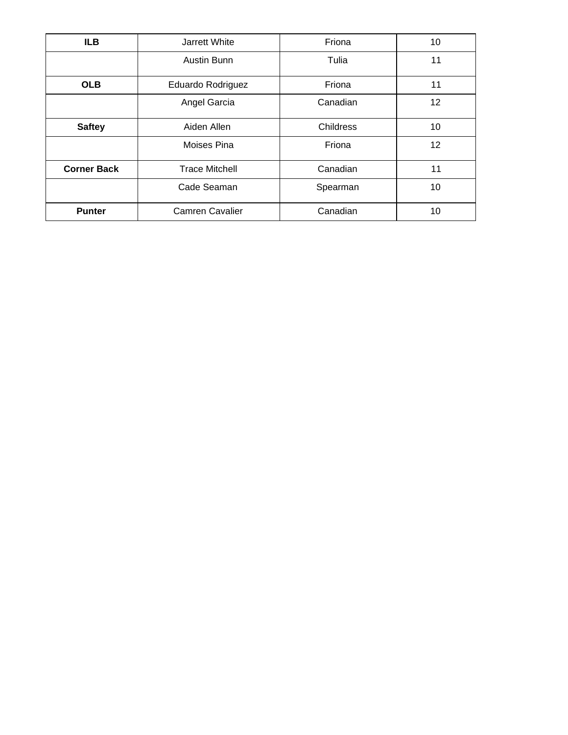| | | | |
|---|---|---|---|
| **ILB** | Jarrett White | Friona | 10 |
| | Austin Bunn | Tulia | 11 |
| **OLB** | Eduardo Rodriguez | Friona | 11 |
| | Angel Garcia | Canadian | 12 |
| **Saftey** | Aiden Allen | Childress | 10 |
| | Moises Pina | Friona | 12 |
| **Corner Back** | Trace Mitchell | Canadian | 11 |
| | Cade Seaman | Spearman | 10 |
| **Punter** | Camren Cavalier | Canadian | 10 |